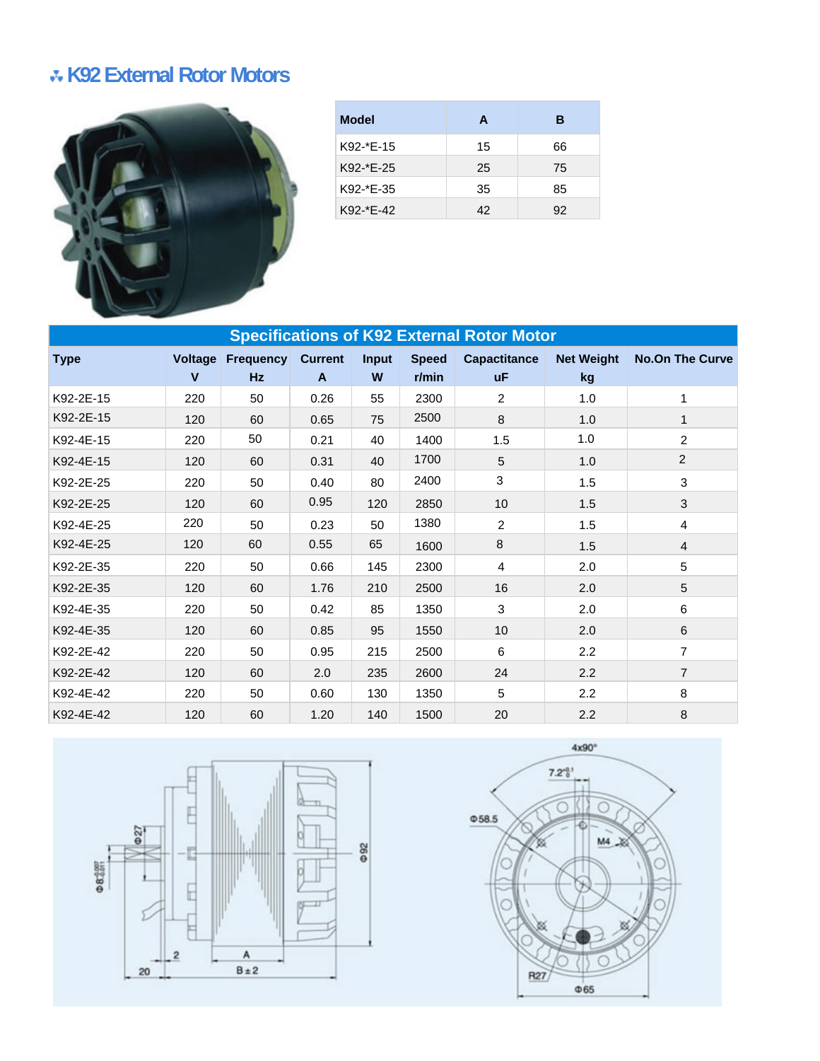# K92 External Rotor Motors

| Model | A | B |
|---|---|---|
| K92-*E-15 | 15 | 66 |
| K92-*E-25 | 25 | 75 |
| K92-*E-35 | 35 | 85 |
| K92-*E-42 | 42 | 92 |

| Specifications of K92 External Rotor Motor | | | | | | | | |
|---|---|---|---|---|---|---|---|---|
| **Type** | **Voltage V** | **Frequency Hz** | **Current A** | **Input W** | **Speed r/min** | **Capacitance uF** | **Net Weight kg** | **No.On The Curve** |
| K92-2E-15 | 220 | 50 | 0.26 | 55 | 2300 | 2 | 1.0 | 1 |
| K92-2E-15 | 120 | 60 | 0.65 | 75 | 2500 | 8 | 1.0 | 1 |
| K92-4E-15 | 220 | 50 | 0.21 | 40 | 1400 | 1.5 | 1.0 | 2 |
| K92-4E-15 | 120 | 60 | 0.31 | 40 | 1700 | 5 | 1.0 | 2 |
| K92-2E-25 | 220 | 50 | 0.40 | 80 | 2400 | 3 | 1.5 | 3 |
| K92-2E-25 | 120 | 60 | 0.95 | 120 | 2850 | 10 | 1.5 | 3 |
| K92-4E-25 | 220 | 50 | 0.23 | 50 | 1380 | 2 | 1.5 | 4 |
| K92-4E-25 | 120 | 60 | 0.55 | 65 | 1600 | 8 | 1.5 | 4 |
| K92-2E-35 | 220 | 50 | 0.66 | 145 | 2300 | 4 | 2.0 | 5 |
| K92-2E-35 | 120 | 60 | 1.76 | 210 | 2500 | 16 | 2.0 | 5 |
| K92-4E-35 | 220 | 50 | 0.42 | 85 | 1350 | 3 | 2.0 | 6 |
| K92-4E-35 | 120 | 60 | 0.85 | 95 | 1550 | 10 | 2.0 | 6 |
| K92-2E-42 | 220 | 50 | 0.95 | 215 | 2500 | 6 | 2.2 | 7 |
| K92-2E-42 | 120 | 60 | 2.0 | 235 | 2600 | 24 | 2.2 | 7 |
| K92-4E-42 | 220 | 50 | 0.60 | 130 | 1350 | 5 | 2.2 | 8 |
| K92-4E-42 | 120 | 60 | 1.20 | 140 | 1500 | 20 | 2.2 | 8 |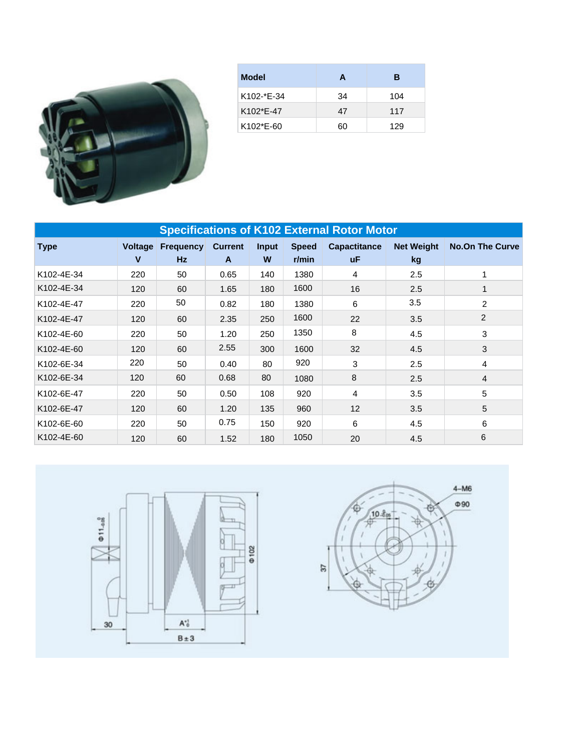| Model | A | B |
|---|---|---|
| K102-*E-34 | 34 | 104 |
| K102*E-47 | 47 | 117 |
| K102*E-60 | 60 | 129 |

| Specifications of K102 External Rotor Motor | | | | | | | | |
|---|---|---|---|---|---|---|---|---|
| Type | Voltage V | Frequency Hz | Current A | Input W | Speed r/min | Capactitance uF | Net Weight kg | No.On The Curve |
| K102-4E-34 | 220 | 50 | 0.65 | 140 | 1380 | 4 | 2.5 | 1 |
| K102-4E-34 | 120 | 60 | 1.65 | 180 | 1600 | 16 | 2.5 | 1 |
| K102-4E-47 | 220 | 50 | 0.82 | 180 | 1380 | 6 | 3.5 | 2 |
| K102-4E-47 | 120 | 60 | 2.35 | 250 | 1600 | 22 | 3.5 | 2 |
| K102-4E-60 | 220 | 50 | 1.20 | 250 | 1350 | 8 | 4.5 | 3 |
| K102-4E-60 | 120 | 60 | 2.55 | 300 | 1600 | 32 | 4.5 | 3 |
| K102-6E-34 | 220 | 50 | 0.40 | 80 | 920 | 3 | 2.5 | 4 |
| K102-6E-34 | 120 | 60 | 0.68 | 80 | 1080 | 8 | 2.5 | 4 |
| K102-6E-47 | 220 | 50 | 0.50 | 108 | 920 | 4 | 3.5 | 5 |
| K102-6E-47 | 120 | 60 | 1.20 | 135 | 960 | 12 | 3.5 | 5 |
| K102-6E-60 | 220 | 50 | 0.75 | 150 | 920 | 6 | 4.5 | 6 |
| K102-4E-60 | 120 | 60 | 1.52 | 180 | 1050 | 20 | 4.5 | 6 |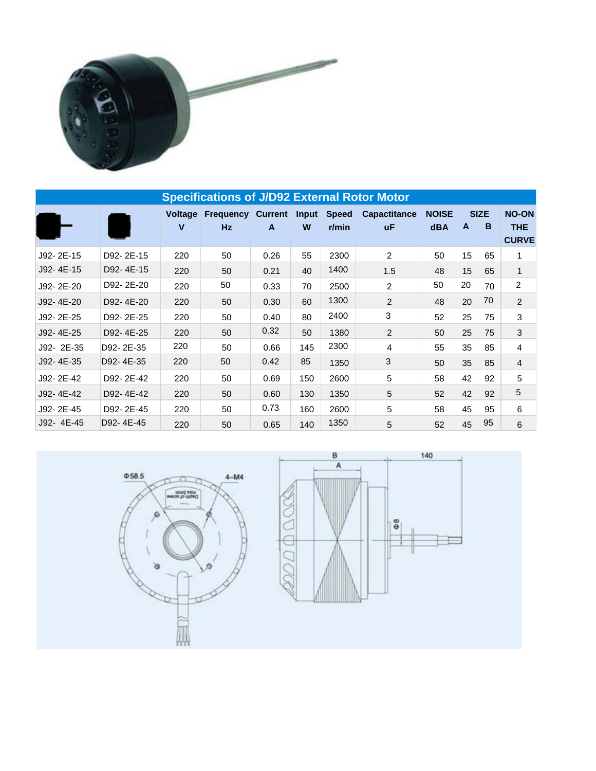## Specifications of J/D92 External Rotor Motor

| | | Voltage V | Frequency Hz | Current A | Input W | Speed r/min | Capactitance uF | NOISE dBA | SIZE A | SIZE B | NO-ON THE CURVE |
|---|---|---|---|---|---|---|---|---|---|---|---|
| J92- 2E-15 | D92- 2E-15 | 220 | 50 | 0.26 | 55 | 2300 | 2 | 50 | 15 | 65 | 1 |
| J92- 4E-15 | D92- 4E-15 | 220 | 50 | 0.21 | 40 | 1400 | 1.5 | 48 | 15 | 65 | 1 |
| J92- 2E-20 | D92- 2E-20 | 220 | 50 | 0.33 | 70 | 2500 | 2 | 50 | 20 | 70 | 2 |
| J92- 4E-20 | D92- 4E-20 | 220 | 50 | 0.30 | 60 | 1300 | 2 | 48 | 20 | 70 | 2 |
| J92- 2E-25 | D92- 2E-25 | 220 | 50 | 0.40 | 80 | 2400 | 3 | 52 | 25 | 75 | 3 |
| J92- 4E-25 | D92- 4E-25 | 220 | 50 | 0.32 | 50 | 1380 | 2 | 50 | 25 | 75 | 3 |
| J92- 2E-35 | D92- 2E-35 | 220 | 50 | 0.66 | 145 | 2300 | 4 | 55 | 35 | 85 | 4 |
| J92- 4E-35 | D92- 4E-35 | 220 | 50 | 0.42 | 85 | 1350 | 3 | 50 | 35 | 85 | 4 |
| J92- 2E-42 | D92- 2E-42 | 220 | 50 | 0.69 | 150 | 2600 | 5 | 58 | 42 | 92 | 5 |
| J92- 4E-42 | D92- 4E-42 | 220 | 50 | 0.60 | 130 | 1350 | 5 | 52 | 42 | 92 | 5 |
| J92- 2E-45 | D92- 2E-45 | 220 | 50 | 0.73 | 160 | 2600 | 5 | 58 | 45 | 95 | 6 |
| J92- 4E-45 | D92- 4E-45 | 220 | 50 | 0.65 | 140 | 1350 | 5 | 52 | 45 | 95 | 6 |

Φ58.5

4-M4

Depth of screw max.5mm

B

A

140

Φ8